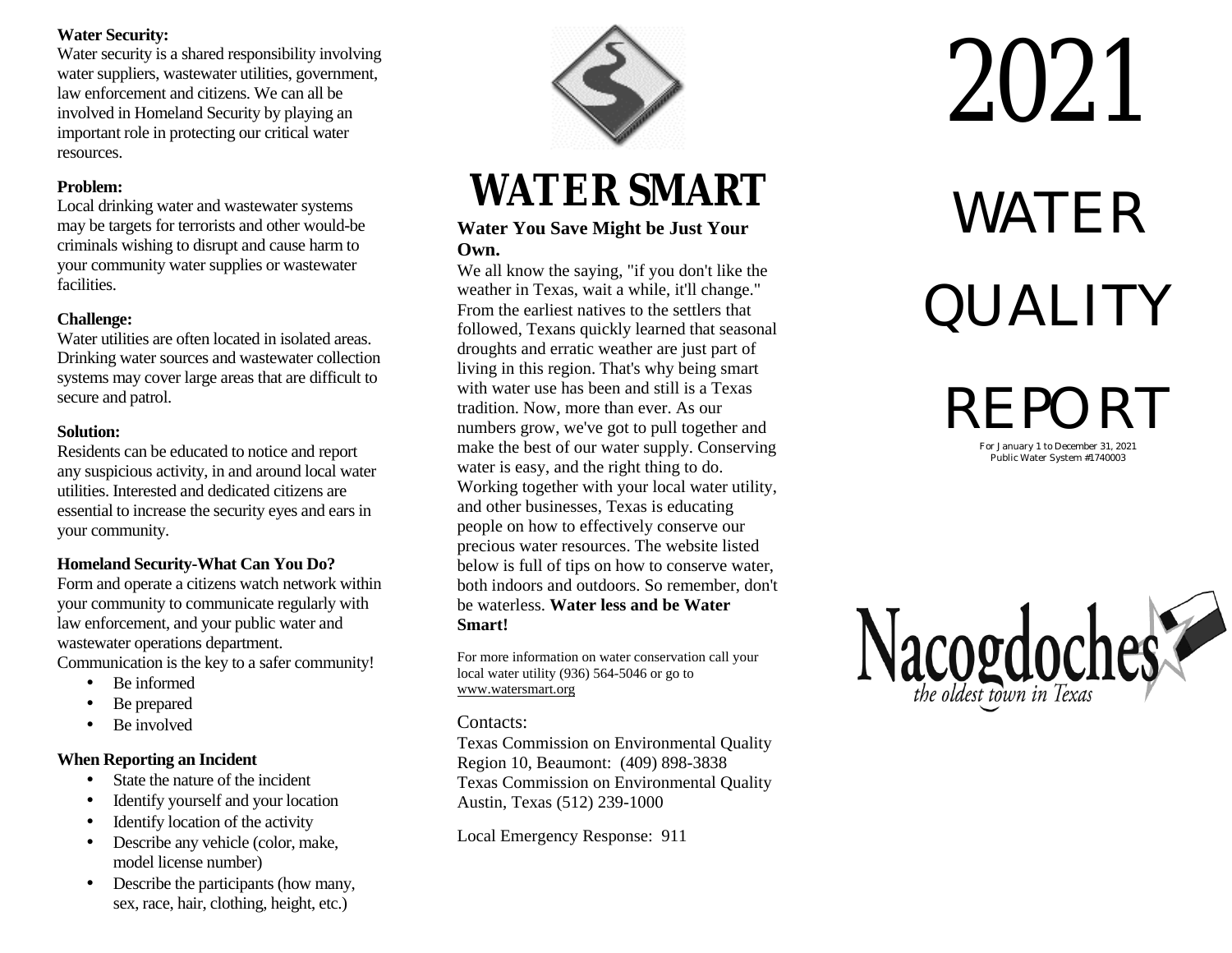**Water Security:**
Water security is a shared responsibility involving water suppliers, wastewater utilities, government, law enforcement and citizens. We can all be involved in Homeland Security by playing an important role in protecting our critical water resources.

**Problem:**
Local drinking water and wastewater systems may be targets for terrorists and other would-be criminals wishing to disrupt and cause harm to your community water supplies or wastewater facilities.

**Challenge:**
Water utilities are often located in isolated areas. Drinking water sources and wastewater collection systems may cover large areas that are difficult to secure and patrol.

**Solution:**
Residents can be educated to notice and report any suspicious activity, in and around local water utilities. Interested and dedicated citizens are essential to increase the security eyes and ears in your community.

**Homeland Security-What Can You Do?**
Form and operate a citizens watch network within your community to communicate regularly with law enforcement, and your public water and wastewater operations department.
Communication is the key to a safer community!

- Be informed
- Be prepared
- Be involved

**When Reporting an Incident**

- State the nature of the incident
- Identify yourself and your location
- Identify location of the activity
- Describe any vehicle (color, make, model license number)
- Describe the participants (how many, sex, race, hair, clothing, height, etc.)

# WATER SMART

**Water You Save Might be Just Your Own.**

We all know the saying, "if you don't like the weather in Texas, wait a while, it'll change." From the earliest natives to the settlers that followed, Texans quickly learned that seasonal droughts and erratic weather are just part of living in this region. That's why being smart with water use has been and still is a Texas tradition. Now, more than ever. As our numbers grow, we've got to pull together and make the best of our water supply. Conserving water is easy, and the right thing to do. Working together with your local water utility, and other businesses, Texas is educating people on how to effectively conserve our precious water resources. The website listed below is full of tips on how to conserve water, both indoors and outdoors. So remember, don't be waterless. **Water less and be Water Smart!**

For more information on water conservation call your local water utility (936) 564-5046 or go to www.watersmart.org

Contacts:
Texas Commission on Environmental Quality Region 10, Beaumont: (409) 898-3838
Texas Commission on Environmental Quality Austin, Texas (512) 239-1000

Local Emergency Response: 911

# 2021 WATER QUALITY REPORT

For January 1 to December 31, 2021
Public Water System #1740003

Nacogdoches
*the oldest town in Texas*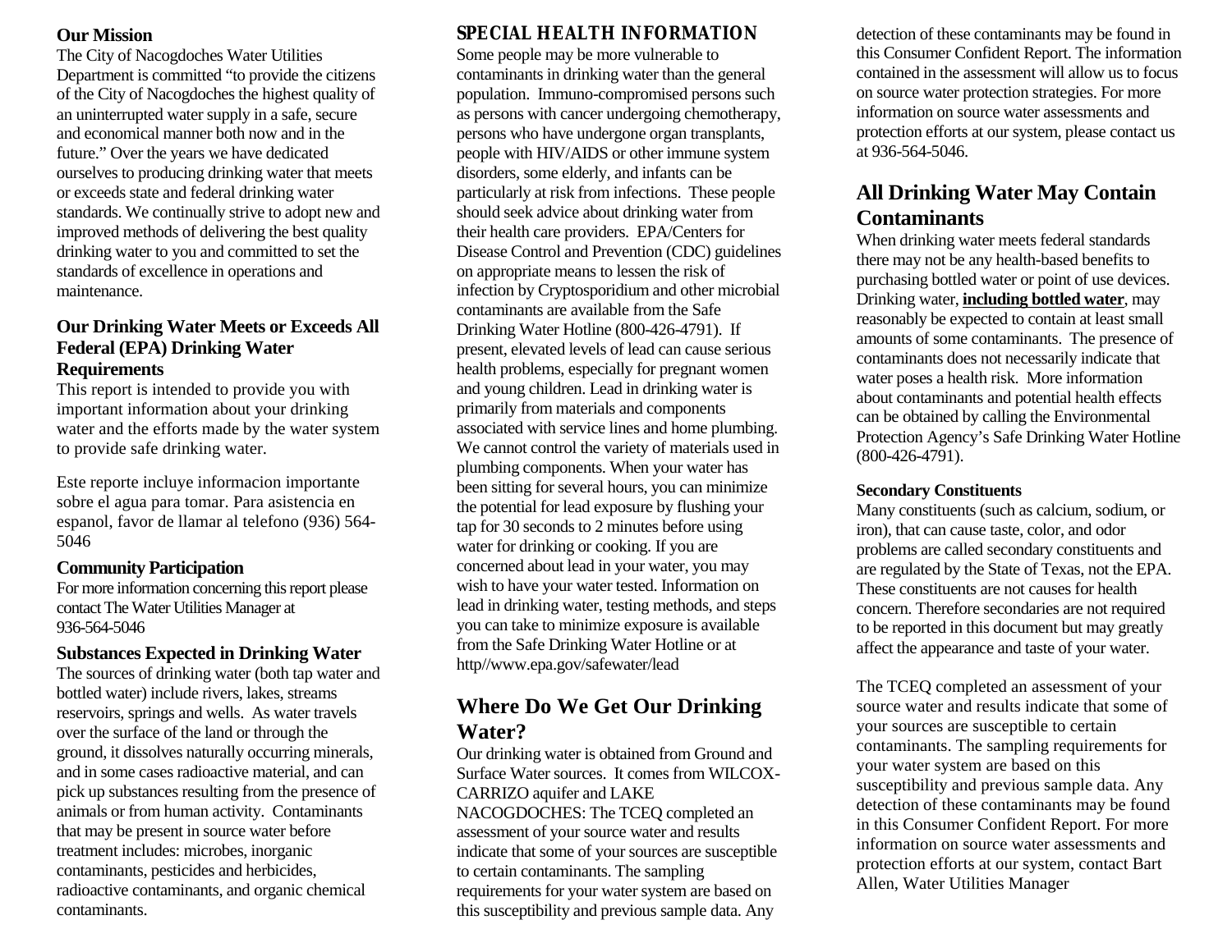### Our Mission

The City of Nacogdoches Water Utilities Department is committed "to provide the citizens of the City of Nacogdoches the highest quality of an uninterrupted water supply in a safe, secure and economical manner both now and in the future." Over the years we have dedicated ourselves to producing drinking water that meets or exceeds state and federal drinking water standards. We continually strive to adopt new and improved methods of delivering the best quality drinking water to you and committed to set the standards of excellence in operations and maintenance.

### Our Drinking Water Meets or Exceeds All Federal (EPA) Drinking Water Requirements

This report is intended to provide you with important information about your drinking water and the efforts made by the water system to provide safe drinking water.

Este reporte incluye informacion importante sobre el agua para tomar. Para asistencia en espanol, favor de llamar al telefono (936) 564-5046

### Community Participation

For more information concerning this report please contact The Water Utilities Manager at 936-564-5046

### Substances Expected in Drinking Water

The sources of drinking water (both tap water and bottled water) include rivers, lakes, streams reservoirs, springs and wells. As water travels over the surface of the land or through the ground, it dissolves naturally occurring minerals, and in some cases radioactive material, and can pick up substances resulting from the presence of animals or from human activity. Contaminants that may be present in source water before treatment includes: microbes, inorganic contaminants, pesticides and herbicides, radioactive contaminants, and organic chemical contaminants.

### SPECIAL HEALTH INFORMATION

Some people may be more vulnerable to contaminants in drinking water than the general population. Immuno-compromised persons such as persons with cancer undergoing chemotherapy, persons who have undergone organ transplants, people with HIV/AIDS or other immune system disorders, some elderly, and infants can be particularly at risk from infections. These people should seek advice about drinking water from their health care providers. EPA/Centers for Disease Control and Prevention (CDC) guidelines on appropriate means to lessen the risk of infection by Cryptosporidium and other microbial contaminants are available from the Safe Drinking Water Hotline (800-426-4791). If present, elevated levels of lead can cause serious health problems, especially for pregnant women and young children. Lead in drinking water is primarily from materials and components associated with service lines and home plumbing. We cannot control the variety of materials used in plumbing components. When your water has been sitting for several hours, you can minimize the potential for lead exposure by flushing your tap for 30 seconds to 2 minutes before using water for drinking or cooking. If you are concerned about lead in your water, you may wish to have your water tested. Information on lead in drinking water, testing methods, and steps you can take to minimize exposure is available from the Safe Drinking Water Hotline or at http//www.epa.gov/safewater/lead

## Where Do We Get Our Drinking Water?

Our drinking water is obtained from Ground and Surface Water sources. It comes from WILCOX-CARRIZO aquifer and LAKE NACOGDOCHES: The TCEQ completed an assessment of your source water and results indicate that some of your sources are susceptible to certain contaminants. The sampling requirements for your water system are based on this susceptibility and previous sample data. Any detection of these contaminants may be found in this Consumer Confident Report. The information contained in the assessment will allow us to focus on source water protection strategies. For more information on source water assessments and protection efforts at our system, please contact us at 936-564-5046.

## All Drinking Water May Contain Contaminants

When drinking water meets federal standards there may not be any health-based benefits to purchasing bottled water or point of use devices. Drinking water, **including bottled water**, may reasonably be expected to contain at least small amounts of some contaminants. The presence of contaminants does not necessarily indicate that water poses a health risk. More information about contaminants and potential health effects can be obtained by calling the Environmental Protection Agency's Safe Drinking Water Hotline (800-426-4791).

#### Secondary Constituents

Many constituents (such as calcium, sodium, or iron), that can cause taste, color, and odor problems are called secondary constituents and are regulated by the State of Texas, not the EPA. These constituents are not causes for health concern. Therefore secondaries are not required to be reported in this document but may greatly affect the appearance and taste of your water.

The TCEQ completed an assessment of your source water and results indicate that some of your sources are susceptible to certain contaminants. The sampling requirements for your water system are based on this susceptibility and previous sample data. Any detection of these contaminants may be found in this Consumer Confident Report. For more information on source water assessments and protection efforts at our system, contact Bart Allen, Water Utilities Manager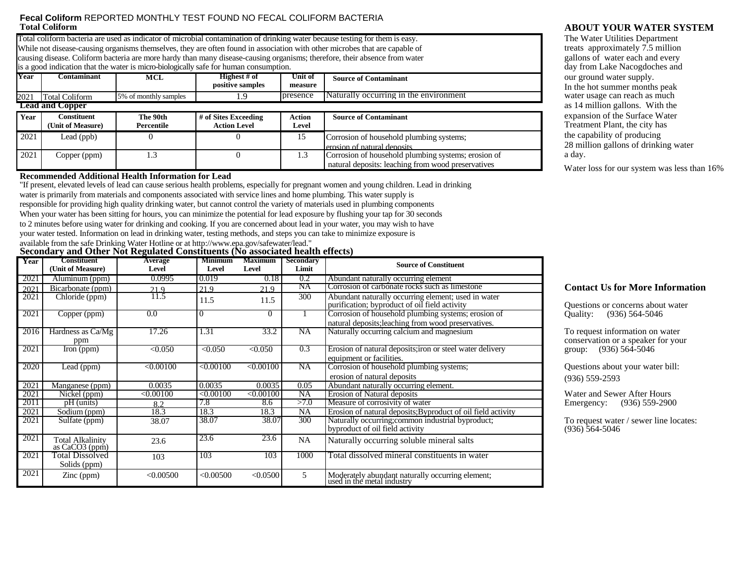**Fecal Coliform** REPORTED MONTHLY TEST FOUND NO FECAL COLIFORM BACTERIA

### Total Coliform

Total coliform bacteria are used as indicator of microbial contamination of drinking water because testing for them is easy. While not disease-causing organisms themselves, they are often found in association with other microbes that are capable of causing disease. Coliform bacteria are more hardy than many disease-causing organisms; therefore, their absence from water is a good indication that the water is micro-biologically safe for human consumption.

| Year | Contaminant | MCL | Highest # of positive samples | Unit of measure | Source of Contaminant |
|---|---|---|---|---|---|
| 2021 | Total Coliform | 5% of monthly samples | 1.9 | presence | Naturally occurring in the environment |

### Lead and Copper

| Year | Constituent (Unit of Measure) | The 90th Percentile | # of Sites Exceeding Action Level | Action Level | Source of Contaminant |
|---|---|---|---|---|---|
| 2021 | Lead (ppb) | 0 | 0 | 15 | Corrosion of household plumbing systems; erosion of natural deposits |
| 2021 | Copper (ppm) | 1.3 | 0 | 1.3 | Corrosion of household plumbing systems; erosion of natural deposits: leaching from wood preservatives |

### Recommended Additional Health Information for Lead

"If present, elevated levels of lead can cause serious health problems, especially for pregnant women and young children. Lead in drinking water is primarily from materials and components associated with service lines and home plumbing. This water supply is responsible for providing high quality drinking water, but cannot control the variety of materials used in plumbing components When your water has been sitting for hours, you can minimize the potential for lead exposure by flushing your tap for 30 seconds to 2 minutes before using water for drinking and cooking. If you are concerned about lead in your water, you may wish to have your water tested. Information on lead in drinking water, testing methods, and steps you can take to minimize exposure is available from the safe Drinking Water Hotline or at http://www.epa.gov/safewater/lead."

### Secondary and Other Not Regulated Constituents (No associated health effects)

| Year | Constituent (Unit of Measure) | Average Level | Minimum Level | Maximum Level | Secondary Limit | Source of Constituent |
|---|---|---|---|---|---|---|
| 2021 | Aluminum (ppm) | 0.0995 | 0.019 | 0.18 | 0.2 | Abundant naturally occurring element |
| 2021 | Bicarbonate (ppm) | 21.9 | 21.9 | 21.9 | NA | Corrosion of carbonate rocks such as limestone |
| 2021 | Chloride (ppm) | 11.5 | 11.5 | 11.5 | 300 | Abundant naturally occurring element; used in water purification; byproduct of oil field activity |
| 2021 | Copper (ppm) | 0.0 | 0 | 0 | 1 | Corrosion of household plumbing systems; erosion of natural deposits;leaching from wood preservatives. |
| 2016 | Hardness as Ca/Mg ppm | 17.26 | 1.31 | 33.2 | NA | Naturally occurring calcium and magnesium |
| 2021 | Iron (ppm) | <0.050 | <0.050 | <0.050 | 0.3 | Erosion of natural deposits;iron or steel water delivery equipment or facilities. |
| 2020 | Lead (ppm) | <0.00100 | <0.00100 | <0.00100 | NA | Corrosion of household plumbing systems; erosion of natural deposits |
| 2021 | Manganese (ppm) | 0.0035 | 0.0035 | 0.0035 | 0.05 | Abundant naturally occurring element. |
| 2021 | Nickel (ppm) | <0.00100 | <0.00100 | <0.00100 | NA | Erosion of Natural deposits |
| 2011 | pH (units) | 8.2 | 7.8 | 8.6 | >7.0 | Measure of corrosivity of water |
| 2021 | Sodium (ppm) | 18.3 | 18.3 | 18.3 | NA | Erosion of natural deposits;Byproduct of oil field activity |
| 2021 | Sulfate (ppm) | 38.07 | 38.07 | 38.07 | 300 | Naturally occurring;common industrial byproduct; byproduct of oil field activity |
| 2021 | Total Alkalinity as CaCO3 (ppm) | 23.6 | 23.6 | 23.6 | NA | Naturally occurring soluble mineral salts |
| 2021 | Total Dissolved Solids (ppm) | 103 | 103 | 103 | 1000 | Total dissolved mineral constituents in water |
| 2021 | Zinc (ppm) | <0.00500 | <0.00500 | <0.0500 | 5 | Moderately abundant naturally occurring element; used in the metal industry |

## ABOUT YOUR WATER SYSTEM

The Water Utilities Department treats approximately 7.5 million gallons of water each and every day from Lake Nacogdoches and our ground water supply. In the hot summer months peak water usage can reach as much as 14 million gallons. With the expansion of the Surface Water Treatment Plant, the city has the capability of producing 28 million gallons of drinking water a day.

Water loss for our system was less than 16%

## Contact Us for More Information

Questions or concerns about water Quality: (936) 564-5046

To request information on water conservation or a speaker for your group: (936) 564-5046

Questions about your water bill: (936) 559-2593

Water and Sewer After Hours Emergency: (936) 559-2900

To request water / sewer line locates: (936) 564-5046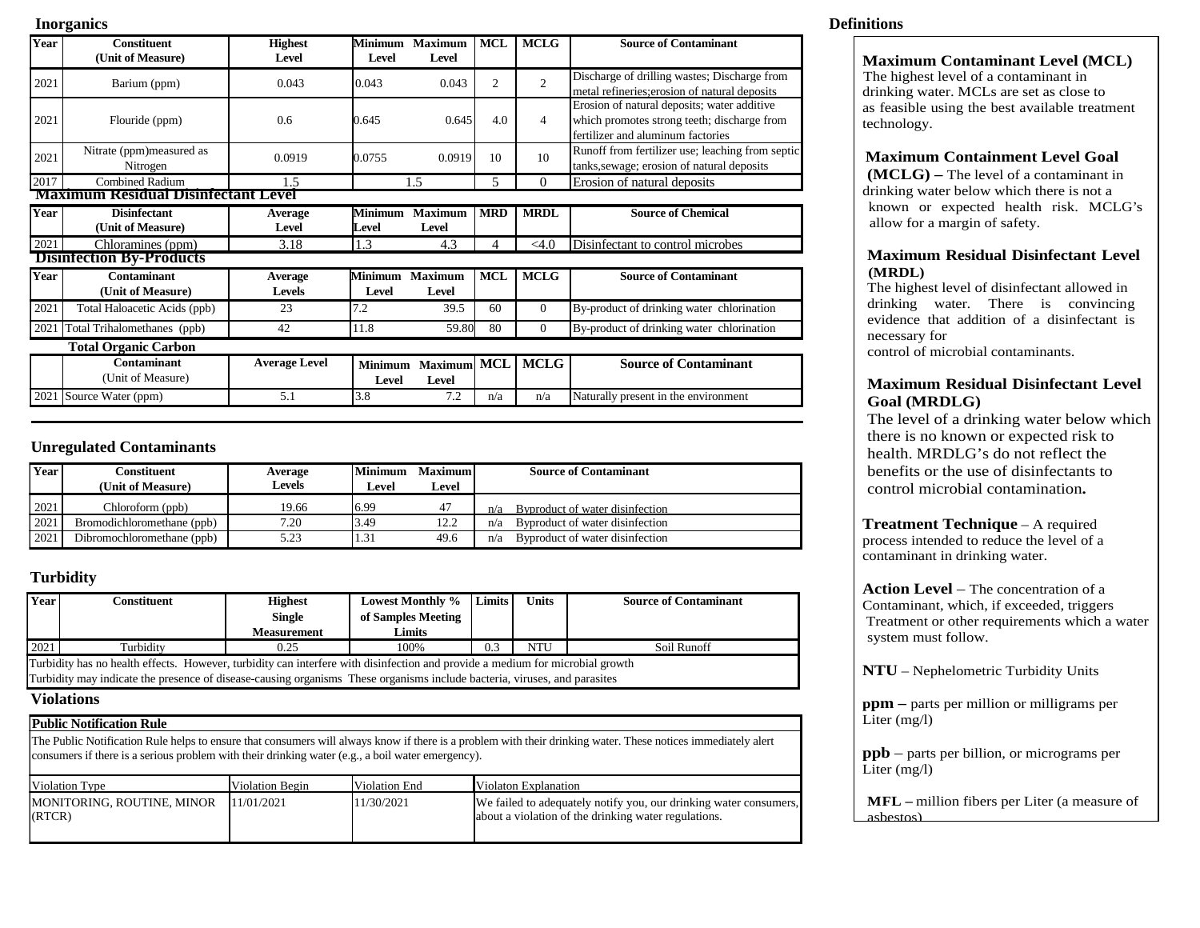## Inorganics

| Year | Constituent (Unit of Measure) | Highest Level | Minimum Level | Maximum Level | MCL | MCLG | Source of Contaminant |
|---|---|---|---|---|---|---|---|
| 2021 | Barium (ppm) | 0.043 | 0.043 | 0.043 | 2 | 2 | Discharge of drilling wastes; Discharge from metal refineries;erosion of natural deposits |
| 2021 | Flouride (ppm) | 0.6 | 0.645 | 0.645 | 4.0 | 4 | Erosion of natural deposits; water additive which promotes strong teeth; discharge from fertilizer and aluminum factories |
| 2021 | Nitrate (ppm)measured as Nitrogen | 0.0919 | 0.0755 | 0.0919 | 10 | 10 | Runoff from fertilizer use; leaching from septic tanks,sewage; erosion of natural deposits |
| 2017 | Combined Radium | 1.5 | 1.5 | | 5 | 0 | Erosion of natural deposits |

## Maximum Residual Disinfectant Level

| Year | Disinfectant (Unit of Measure) | Average Level | Minimum Level | Maximum Level | MRD | MRDL | Source of Chemical |
|---|---|---|---|---|---|---|---|
| 2021 | Chloramines (ppm) | 3.18 | 1.3 | 4.3 | 4 | <4.0 | Disinfectant to control microbes |

## Disinfection By-Products

| Year | Contaminant (Unit of Measure) | Average Levels | Minimum Level | Maximum Level | MCL | MCLG | Source of Contaminant |
|---|---|---|---|---|---|---|---|
| 2021 | Total Haloacetic Acids (ppb) | 23 | 7.2 | 39.5 | 60 | 0 | By-product of drinking water chlorination |
| 2021 | Total Trihalomethanes (ppb) | 42 | 11.8 | 59.80 | 80 | 0 | By-product of drinking water chlorination |

## Total Organic Carbon

| | Contaminant (Unit of Measure) | Average Level | Minimum Level | Maximum Level | MCL | MCLG | Source of Contaminant |
|---|---|---|---|---|---|---|---|
| 2021 | Source Water (ppm) | 5.1 | 3.8 | 7.2 | n/a | n/a | Naturally present in the environment |

## Unregulated Contaminants

| Year | Constituent (Unit of Measure) | Average Levels | Minimum Level | Maximum Level | | Source of Contaminant |
|---|---|---|---|---|---|---|
| 2021 | Chloroform (ppb) | 19.66 | 6.99 | 47 | n/a | Byproduct of water disinfection |
| 2021 | Bromodichloromethane (ppb) | 7.20 | 3.49 | 12.2 | n/a | Byproduct of water disinfection |
| 2021 | Dibromochloromethane (ppb) | 5.23 | 1.31 | 49.6 | n/a | Byproduct of water disinfection |

## Turbidity

| Year | Constituent | Highest Single Measurement | Lowest Monthly % of Samples Meeting Limits | Limits | Units | Source of Contaminant |
|---|---|---|---|---|---|---|
| 2021 | Turbidity | 0.25 | 100% | 0.3 | NTU | Soil Runoff |

Turbidity has no health effects. However, turbidity can interfere with disinfection and provide a medium for microbial growth

Turbidity may indicate the presence of disease-causing organisms These organisms include bacteria, viruses, and parasites

## Violations

**Public Notification Rule**

The Public Notification Rule helps to ensure that consumers will always know if there is a problem with their drinking water. These notices immediately alert consumers if there is a serious problem with their drinking water (e.g., a boil water emergency).

| Violation Type | Violation Begin | Violation End | Violaton Explanation |
|---|---|---|---|
| MONITORING, ROUTINE, MINOR (RTCR) | 11/01/2021 | 11/30/2021 | We failed to adequately notify you, our drinking water consumers, about a violation of the drinking water regulations. |

## Definitions

**Maximum Contaminant Level (MCL)** The highest level of a contaminant in drinking water. MCLs are set as close to as feasible using the best available treatment technology.

**Maximum Containment Level Goal (MCLG) –** The level of a contaminant in drinking water below which there is not a known or expected health risk. MCLG's allow for a margin of safety.

**Maximum Residual Disinfectant Level (MRDL)** The highest level of disinfectant allowed in drinking water. There is convincing evidence that addition of a disinfectant is necessary for control of microbial contaminants.

**Maximum Residual Disinfectant Level Goal (MRDLG)** The level of a drinking water below which there is no known or expected risk to health. MRDLG's do not reflect the benefits or the use of disinfectants to control microbial contamination**.**

**Treatment Technique** – A required process intended to reduce the level of a contaminant in drinking water.

**Action Level** – The concentration of a Contaminant, which, if exceeded, triggers Treatment or other requirements which a water system must follow.

**NTU** – Nephelometric Turbidity Units

**ppm –** parts per million or milligrams per Liter (mg/l)

**ppb** – parts per billion, or micrograms per Liter (mg/l)

**MFL –** million fibers per Liter (a measure of asbestos)